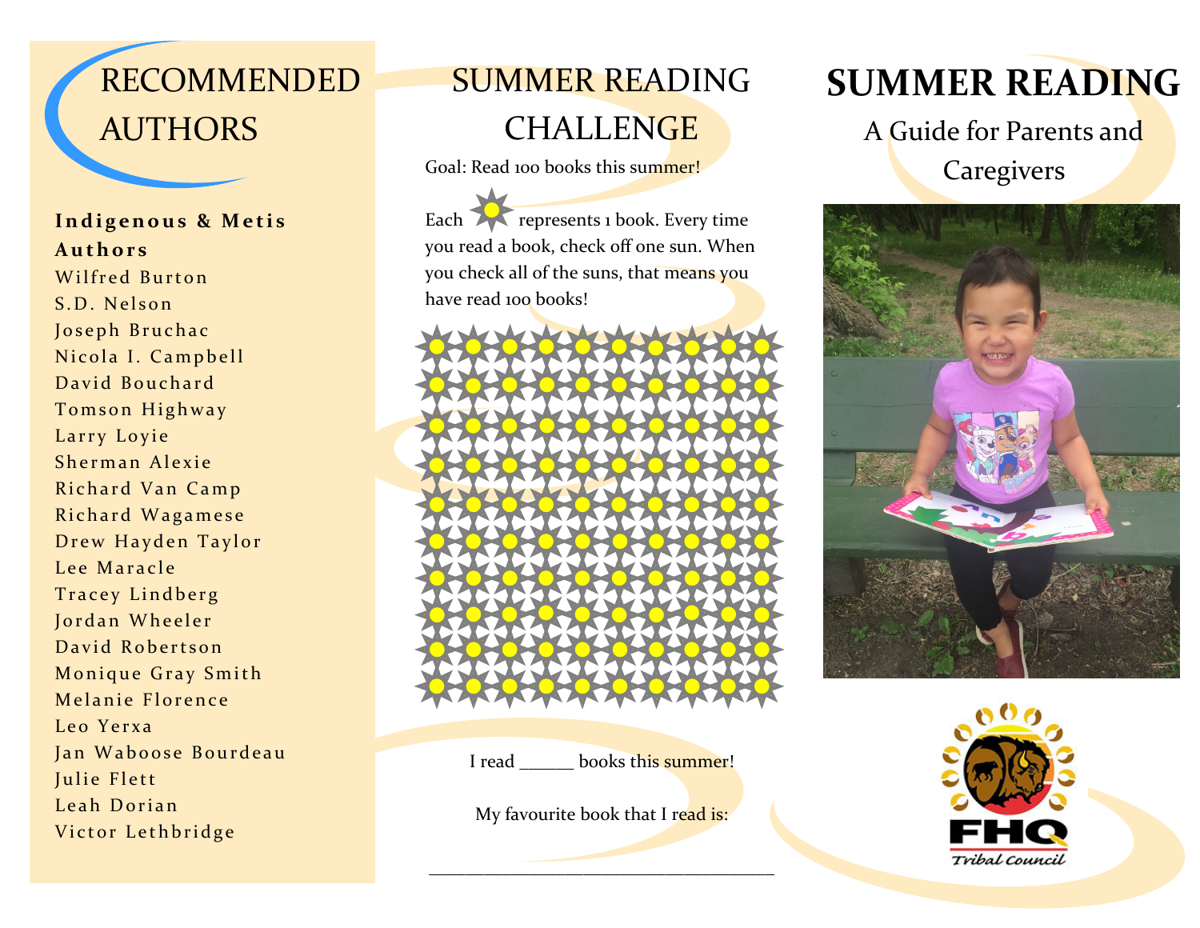# RECOMMENDED AUTHORS

**Indigenous & Metis Authors**

Wilfred Burton
S.D. Nelson
Joseph Bruchac
Nicola I. Campbell
David Bouchard
Tomson Highway
Larry Loyie
Sherman Alexie
Richard Van Camp
Richard Wagamese
Drew Hayden Taylor
Lee Maracle
Tracey Lindberg
Jordan Wheeler
David Robertson
Monique Gray Smith
Melanie Florence
Leo Yerxa
Jan Waboose Bourdeau
Julie Flett
Leah Dorian
Victor Lethbridge

# SUMMER READING CHALLENGE

Goal: Read 100 books this summer!

Each ☀ represents 1 book. Every time you read a book, check off one sun. When you check all of the suns, that means you have read 100 books!

I read ______ books this summer!

My favourite book that I read is:

________________________________________

# SUMMER READING

A Guide for Parents and Caregivers

FHQ Tribal Council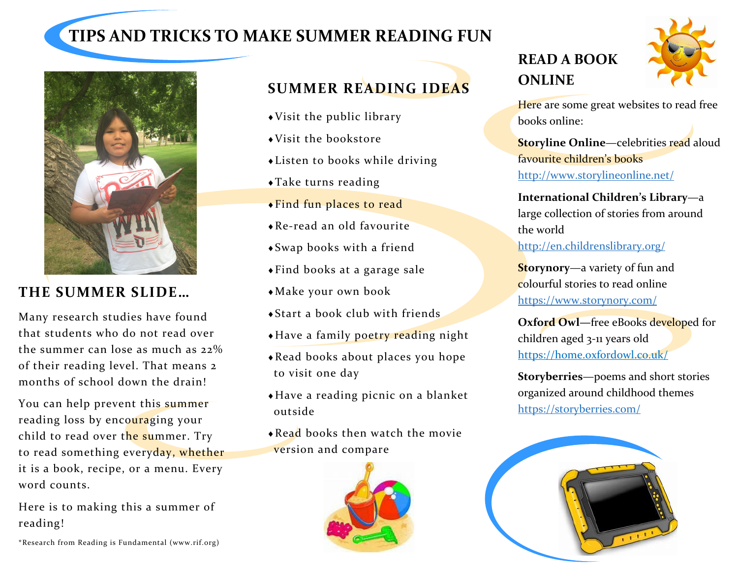# TIPS AND TRICKS TO MAKE SUMMER READING FUN

## THE SUMMER SLIDE…

Many research studies have found that students who do not read over the summer can lose as much as 22% of their reading level. That means 2 months of school down the drain!

You can help prevent this summer reading loss by encouraging your child to read over the summer. Try to read something everyday, whether it is a book, recipe, or a menu. Every word counts.

Here is to making this a summer of reading!

*Research from Reading is Fundamental (www.rif.org)

## SUMMER READING IDEAS

- Visit the public library
- Visit the bookstore
- Listen to books while driving
- Take turns reading
- Find fun places to read
- Re-read an old favourite
- Swap books with a friend
- Find books at a garage sale
- Make your own book
- Start a book club with friends
- Have a family poetry reading night
- Read books about places you hope to visit one day
- Have a reading picnic on a blanket outside
- Read books then watch the movie version and compare

## READ A BOOK ONLINE

Here are some great websites to read free books online:

**Storyline Online**—celebrities read aloud favourite children's books
http://www.storylineonline.net/

**International Children's Library**—a large collection of stories from around the world
http://en.childrenslibrary.org/

**Storynory**—a variety of fun and colourful stories to read online
https://www.storynory.com/

**Oxford Owl**—free eBooks developed for children aged 3-11 years old
https://home.oxfordowl.co.uk/

**Storyberries**—poems and short stories organized around childhood themes
https://storyberries.com/